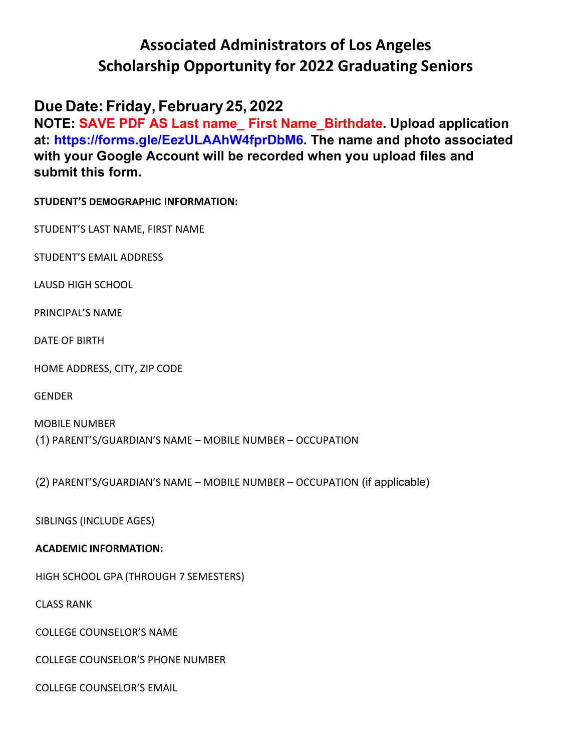# Associated Administrators of Los Angeles
# Scholarship Opportunity for 2022 Graduating Seniors

## Due Date: Friday, February 25, 2022

**NOTE: SAVE PDF AS Last name_ First Name_Birthdate. Upload application at: https://forms.gle/EezULAAhW4fprDbM6. The name and photo associated with your Google Account will be recorded when you upload files and submit this form.**

**STUDENT'S DEMOGRAPHIC INFORMATION:**

STUDENT'S LAST NAME, FIRST NAME

STUDENT'S EMAIL ADDRESS

LAUSD HIGH SCHOOL

PRINCIPAL'S NAME

DATE OF BIRTH

HOME ADDRESS, CITY, ZIP CODE

GENDER

MOBILE NUMBER

(1) PARENT'S/GUARDIAN'S NAME – MOBILE NUMBER – OCCUPATION

(2) PARENT'S/GUARDIAN'S NAME – MOBILE NUMBER – OCCUPATION (if applicable)

SIBLINGS (INCLUDE AGES)

**ACADEMIC INFORMATION:**

HIGH SCHOOL GPA (THROUGH 7 SEMESTERS)

CLASS RANK

COLLEGE COUNSELOR'S NAME

COLLEGE COUNSELOR'S PHONE NUMBER

COLLEGE COUNSELOR'S EMAIL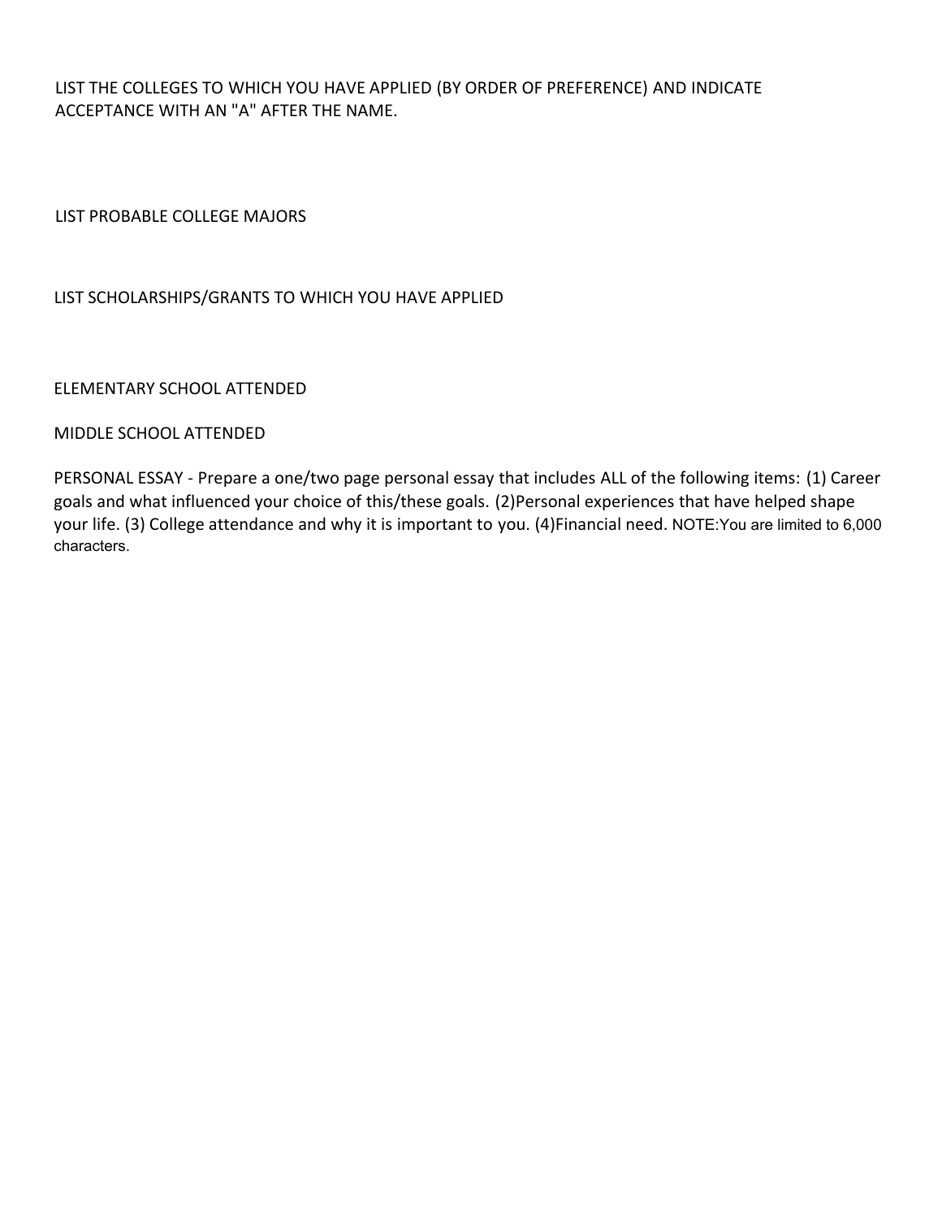LIST THE COLLEGES TO WHICH YOU HAVE APPLIED (BY ORDER OF PREFERENCE) AND INDICATE ACCEPTANCE WITH AN "A" AFTER THE NAME.

LIST PROBABLE COLLEGE MAJORS

LIST SCHOLARSHIPS/GRANTS TO WHICH YOU HAVE APPLIED

ELEMENTARY SCHOOL ATTENDED

MIDDLE SCHOOL ATTENDED

PERSONAL ESSAY - Prepare a one/two page personal essay that includes ALL of the following items: (1) Career goals and what influenced your choice of this/these goals. (2)Personal experiences that have helped shape your life. (3) College attendance and why it is important to you. (4)Financial need. NOTE:You are limited to 6,000 characters.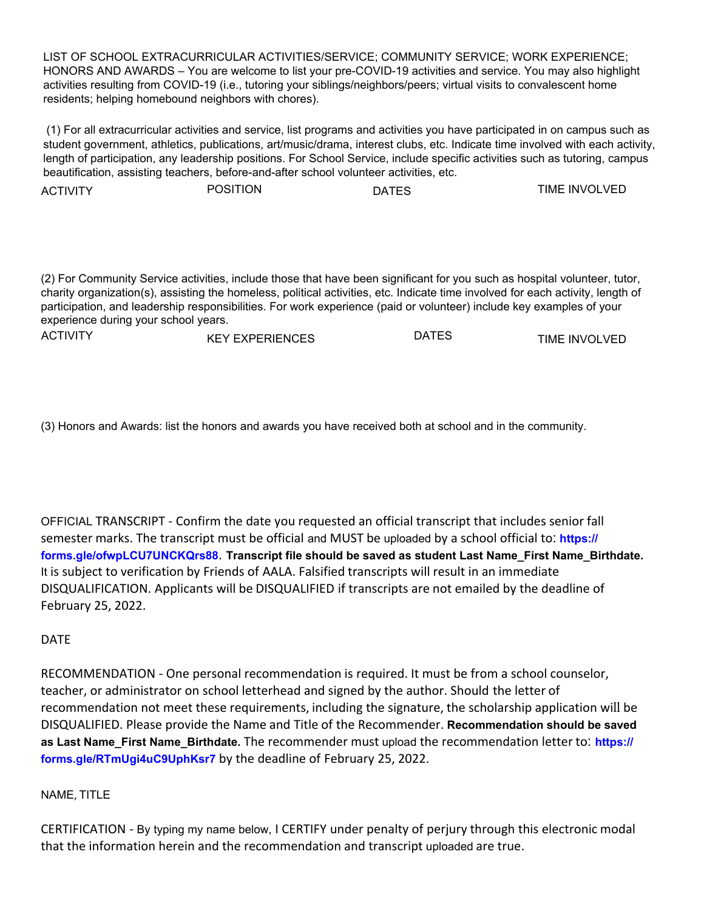LIST OF SCHOOL EXTRACURRICULAR ACTIVITIES/SERVICE; COMMUNITY SERVICE; WORK EXPERIENCE; HONORS AND AWARDS – You are welcome to list your pre-COVID-19 activities and service. You may also highlight activities resulting from COVID-19 (i.e., tutoring your siblings/neighbors/peers; virtual visits to convalescent home residents; helping homebound neighbors with chores).

(1) For all extracurricular activities and service, list programs and activities you have participated in on campus such as student government, athletics, publications, art/music/drama, interest clubs, etc. Indicate time involved with each activity, length of participation, any leadership positions. For School Service, include specific activities such as tutoring, campus beautification, assisting teachers, before-and-after school volunteer activities, etc.

| ACTIVITY | POSITION | DATES | TIME INVOLVED |
|---|---|---|---|
| | | | |

(2) For Community Service activities, include those that have been significant for you such as hospital volunteer, tutor, charity organization(s), assisting the homeless, political activities, etc. Indicate time involved for each activity, length of participation, and leadership responsibilities. For work experience (paid or volunteer) include key examples of your experience during your school years.

| ACTIVITY | KEY EXPERIENCES | DATES | TIME INVOLVED |
|---|---|---|---|
| | | | |

(3) Honors and Awards: list the honors and awards you have received both at school and in the community.

OFFICIAL TRANSCRIPT - Confirm the date you requested an official transcript that includes senior fall semester marks. The transcript must be official and MUST be uploaded by a school official to: **https://forms.gle/ofwpLCU7UNCKQrs88**. **Transcript file should be saved as student Last Name_First Name_Birthdate.** It is subject to verification by Friends of AALA. Falsified transcripts will result in an immediate DISQUALIFICATION. Applicants will be DISQUALIFIED if transcripts are not emailed by the deadline of February 25, 2022.

DATE

RECOMMENDATION - One personal recommendation is required. It must be from a school counselor, teacher, or administrator on school letterhead and signed by the author. Should the letter of recommendation not meet these requirements, including the signature, the scholarship application will be DISQUALIFIED. Please provide the Name and Title of the Recommender. **Recommendation should be saved as Last Name_First Name_Birthdate.** The recommender must upload the recommendation letter to: **https://forms.gle/RTmUgi4uC9UphKsr7** by the deadline of February 25, 2022.

NAME, TITLE

CERTIFICATION - By typing my name below, I CERTIFY under penalty of perjury through this electronic modal that the information herein and the recommendation and transcript uploaded are true.